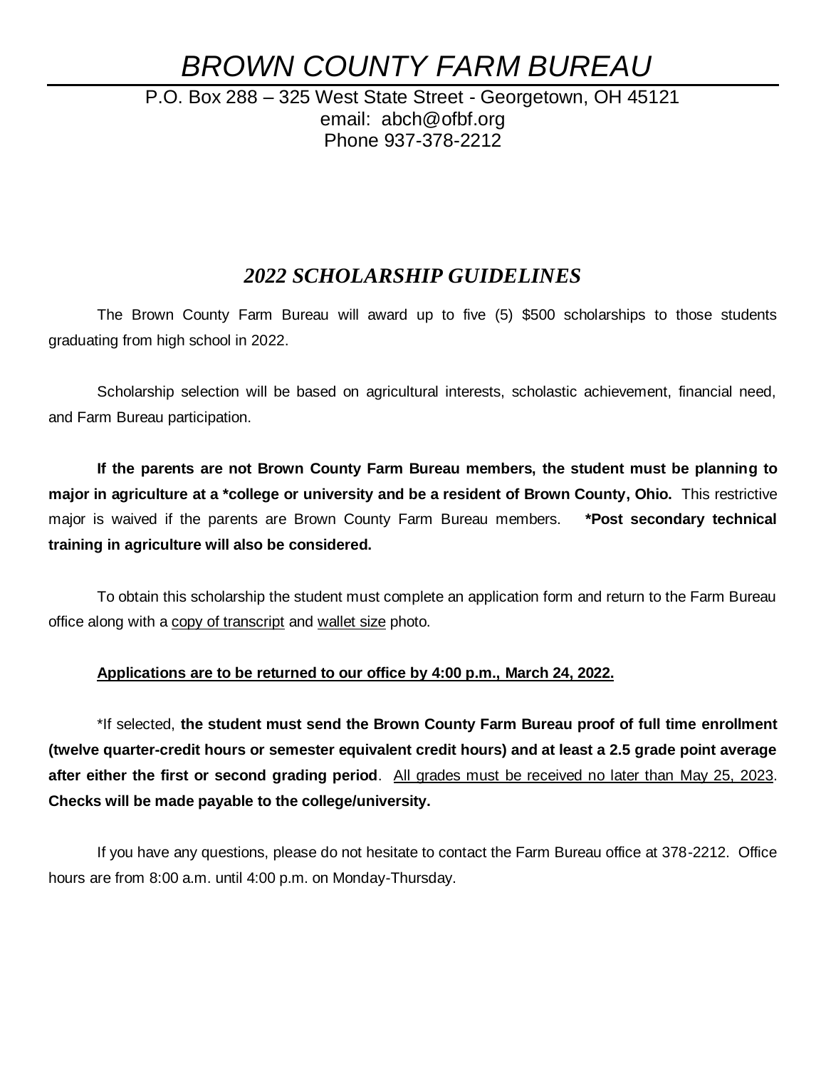# *BROWN COUNTY FARM BUREAU*

P.O. Box 288 – 325 West State Street - Georgetown, OH 45121
email: abch@ofbf.org
Phone 937-378-2212

## *2022 SCHOLARSHIP GUIDELINES*

The Brown County Farm Bureau will award up to five (5) $500 scholarships to those students graduating from high school in 2022.

Scholarship selection will be based on agricultural interests, scholastic achievement, financial need, and Farm Bureau participation.

**If the parents are not Brown County Farm Bureau members, the student must be planning to major in agriculture at a *college or university and be a resident of Brown County, Ohio.** This restrictive major is waived if the parents are Brown County Farm Bureau members. ***Post secondary technical training in agriculture will also be considered.**

To obtain this scholarship the student must complete an application form and return to the Farm Bureau office along with a <u>copy of transcript</u> and <u>wallet size</u> photo.

<u>**Applications are to be returned to our office by 4:00 p.m., March 24, 2022.**</u>

*If selected, **the student must send the Brown County Farm Bureau proof of full time enrollment (twelve quarter-credit hours or semester equivalent credit hours) and at least a 2.5 grade point average after either the first or second grading period**. <u>All grades must be received no later than May 25, 2023</u>. **Checks will be made payable to the college/university.**

If you have any questions, please do not hesitate to contact the Farm Bureau office at 378-2212. Office hours are from 8:00 a.m. until 4:00 p.m. on Monday-Thursday.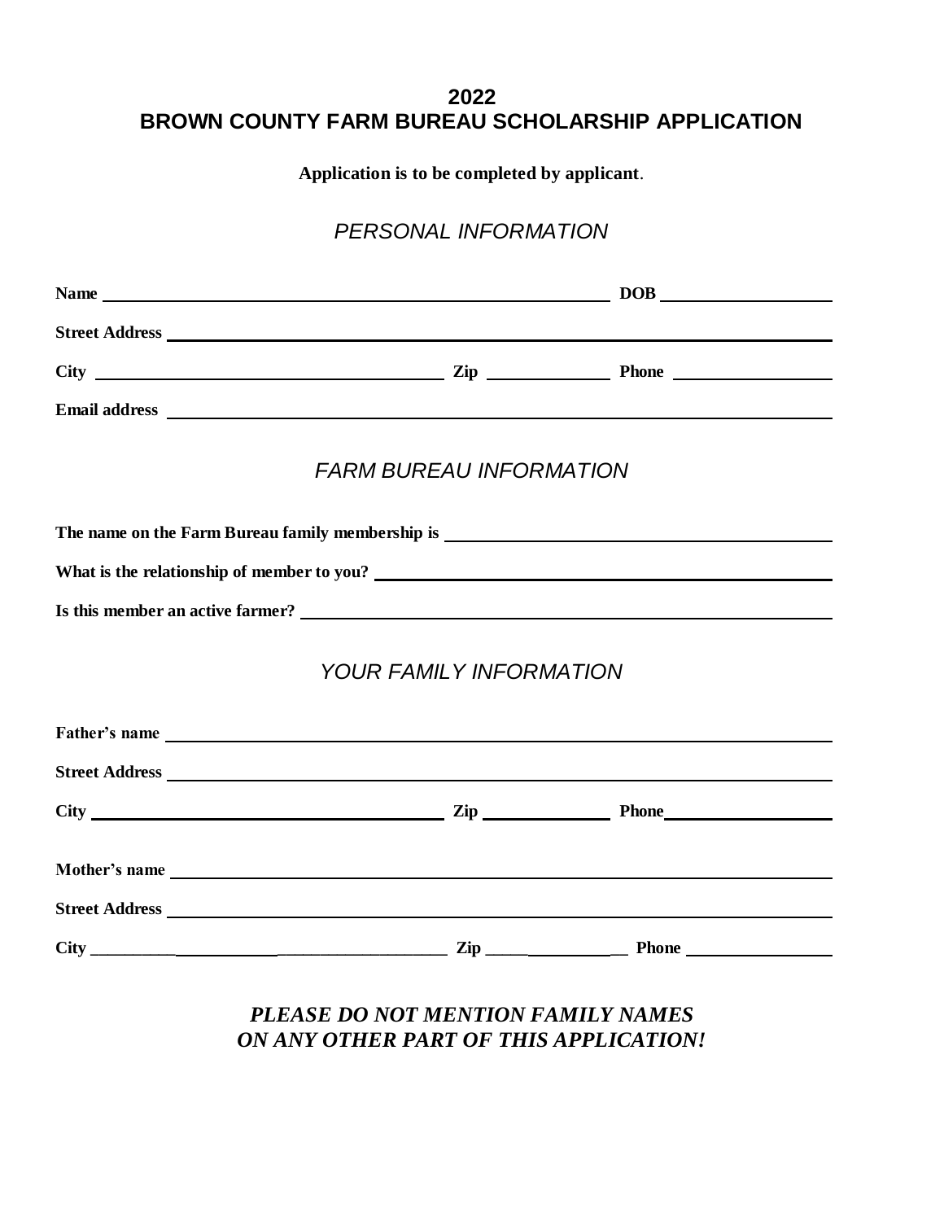# 2022
# BROWN COUNTY FARM BUREAU SCHOLARSHIP APPLICATION

**Application is to be completed by applicant**.

## *PERSONAL INFORMATION*

**Name** ______________________________________________ **DOB** ________________

**Street Address** ______________________________________________________________

**City** ________________________________ **Zip** ____________ **Phone** ________________

**Email address** _______________________________________________________________

## *FARM BUREAU INFORMATION*

**The name on the Farm Bureau family membership is** ____________________________________

**What is the relationship of member to you?** __________________________________________

**Is this member an active farmer?** _________________________________________________

## *YOUR FAMILY INFORMATION*

**Father's name** ________________________________________________________________

**Street Address** ______________________________________________________________

**City** ________________________________ **Zip** ____________ **Phone** ________________

**Mother's name** _______________________________________________________________

**Street Address** ______________________________________________________________

**City** ________________________________ **Zip** ____________ **Phone** ________________

***PLEASE DO NOT MENTION FAMILY NAMES ON ANY OTHER PART OF THIS APPLICATION!***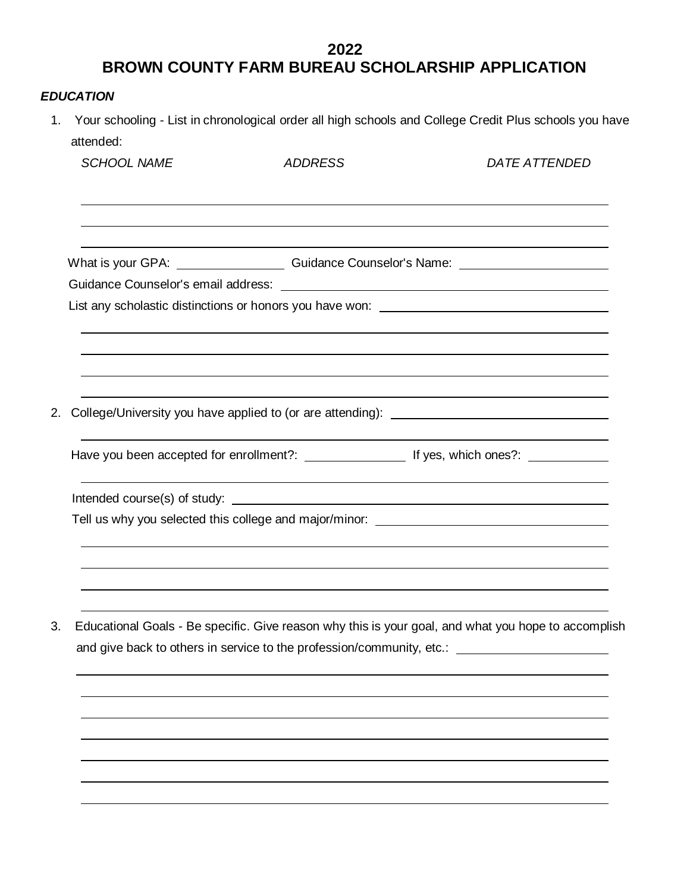# 2022
# BROWN COUNTY FARM BUREAU SCHOLARSHIP APPLICATION

***EDUCATION***

1. Your schooling - List in chronological order all high schools and College Credit Plus schools you have attended:

   *SCHOOL NAME* *ADDRESS* *DATE ATTENDED*

   ______________________________________________

   ______________________________________________

   ______________________________________________

   What is your GPA: ____________ Guidance Counselor's Name: ____________

   Guidance Counselor's email address: ____________

   List any scholastic distinctions or honors you have won: ____________

   ______________________________________________

   ______________________________________________

   ______________________________________________

   ______________________________________________

2. College/University you have applied to (or are attending): ____________

   ______________________________________________

   Have you been accepted for enrollment?: ____________ If yes, which ones?: ____________

   ______________________________________________

   Intended course(s) of study: ____________

   Tell us why you selected this college and major/minor: ____________

   ______________________________________________

   ______________________________________________

   ______________________________________________

   ______________________________________________

3. Educational Goals - Be specific. Give reason why this is your goal, and what you hope to accomplish and give back to others in service to the profession/community, etc.: ____________

   ______________________________________________

   ______________________________________________

   ______________________________________________

   ______________________________________________

   ______________________________________________

   ______________________________________________

   ______________________________________________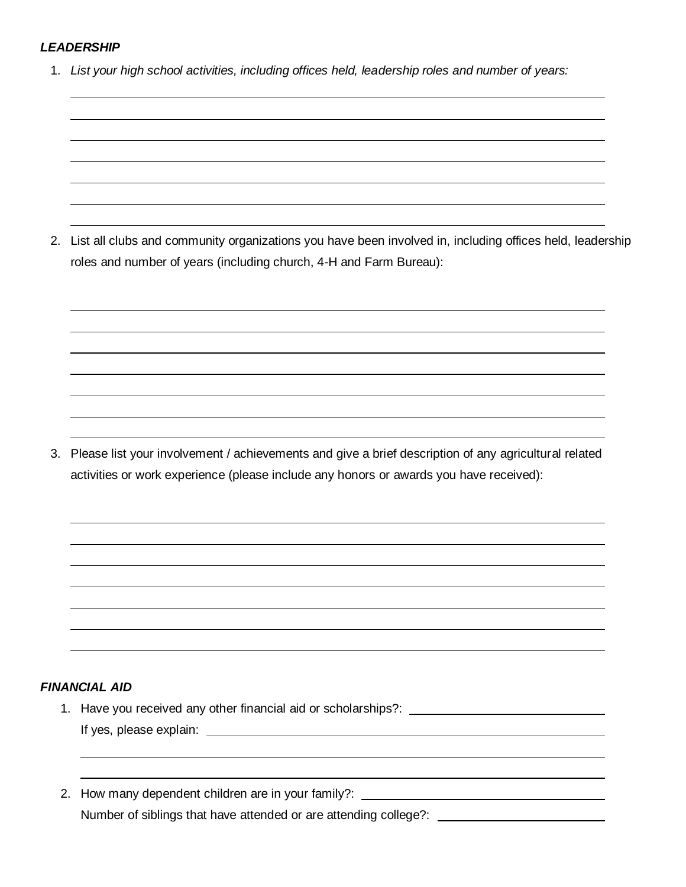***LEADERSHIP***

1. *List your high school activities, including offices held, leadership roles and number of years:*

2. List all clubs and community organizations you have been involved in, including offices held, leadership roles and number of years (including church, 4-H and Farm Bureau):

3. Please list your involvement / achievements and give a brief description of any agricultural related activities or work experience (please include any honors or awards you have received):

***FINANCIAL AID***

1. Have you received any other financial aid or scholarships?: ______________________
   If yes, please explain: ______________________

2. How many dependent children are in your family?: ______________________
   Number of siblings that have attended or are attending college?: ______________________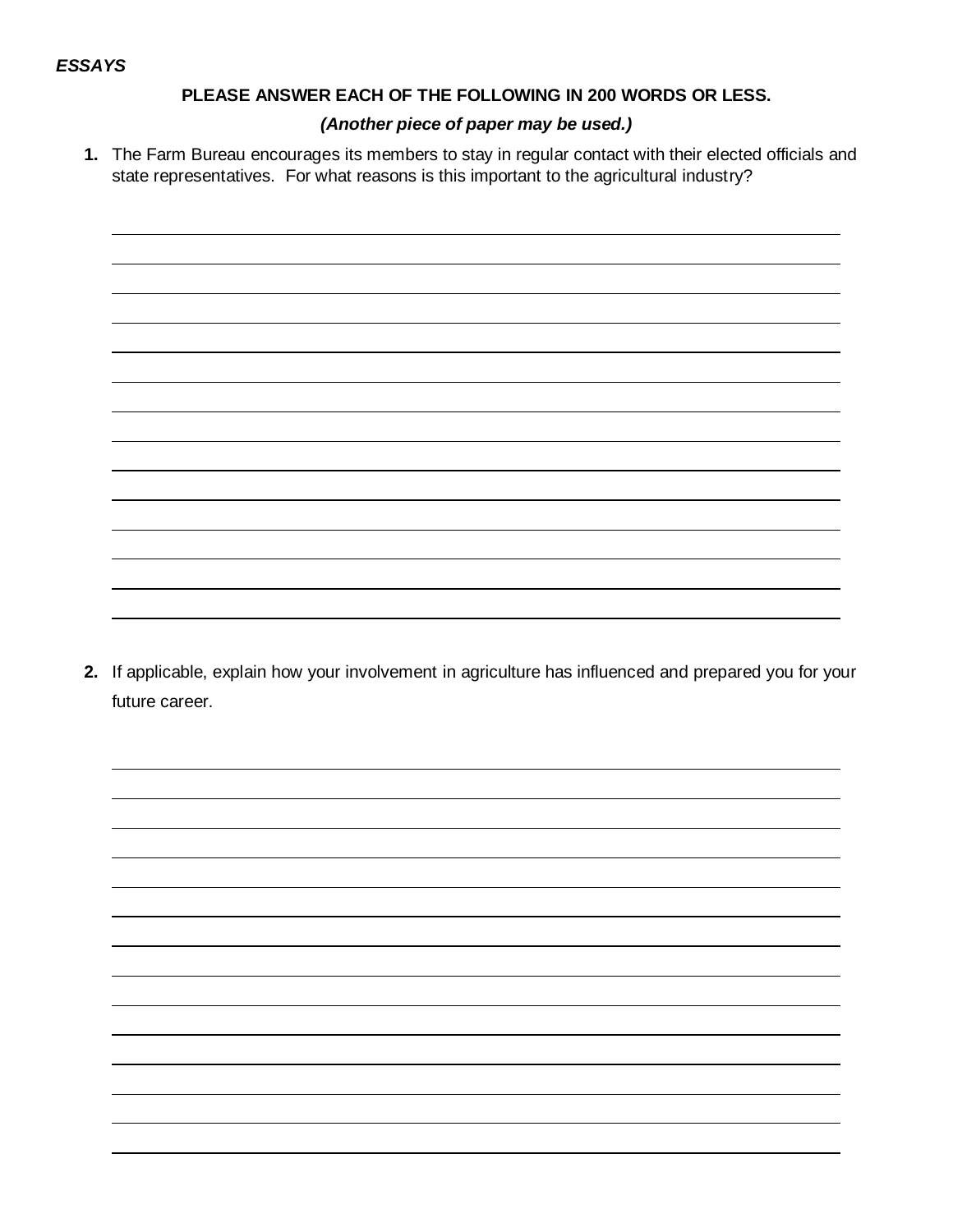***ESSAYS***

**PLEASE ANSWER EACH OF THE FOLLOWING IN 200 WORDS OR LESS.**

***(Another piece of paper may be used.)***

1. The Farm Bureau encourages its members to stay in regular contact with their elected officials and state representatives. For what reasons is this important to the agricultural industry?

2. If applicable, explain how your involvement in agriculture has influenced and prepared you for your future career.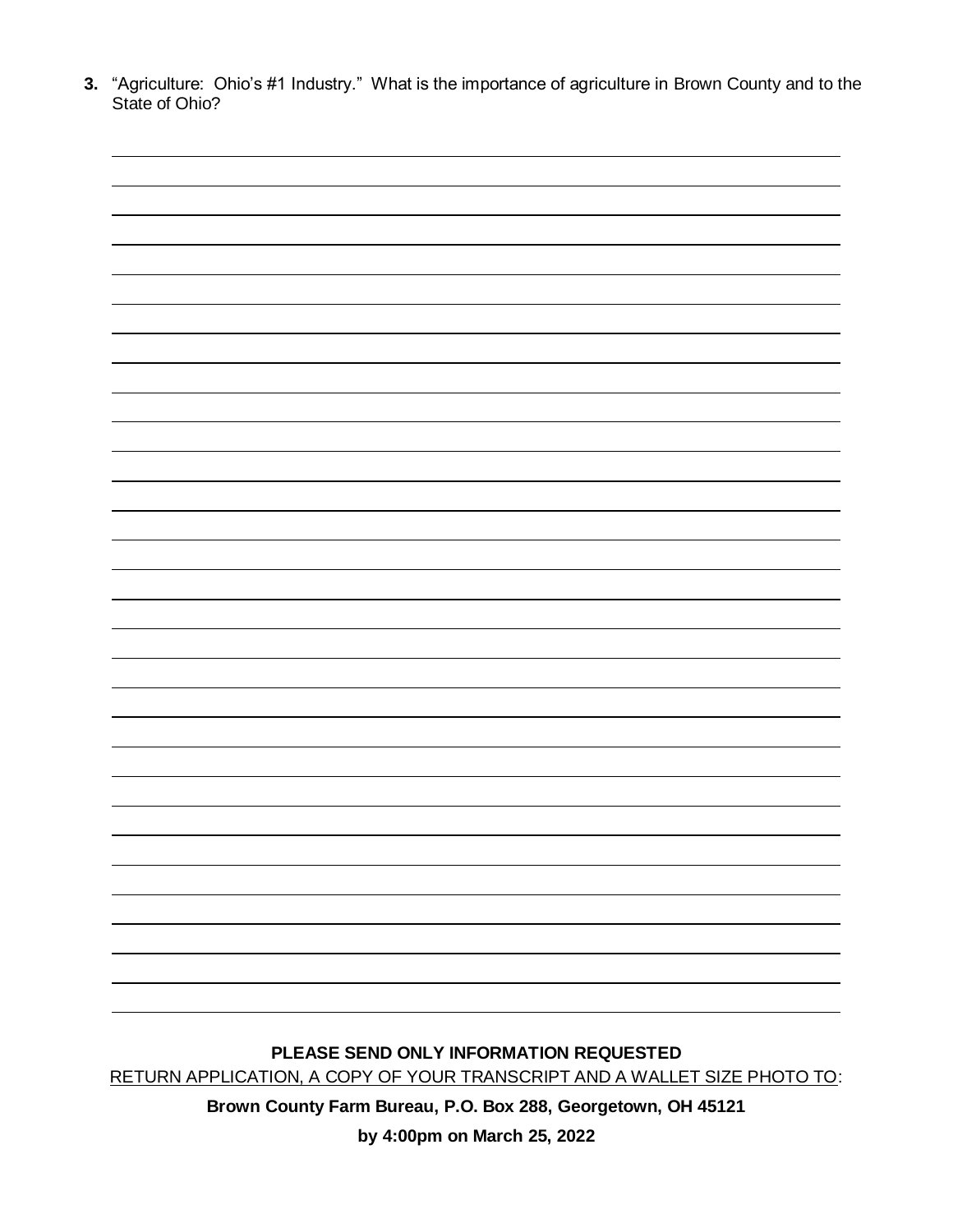**3.** "Agriculture: Ohio's #1 Industry." What is the importance of agriculture in Brown County and to the State of Ohio?

**PLEASE SEND ONLY INFORMATION REQUESTED**

RETURN APPLICATION, A COPY OF YOUR TRANSCRIPT AND A WALLET SIZE PHOTO TO:

**Brown County Farm Bureau, P.O. Box 288, Georgetown, OH 45121**

**by 4:00pm on March 25, 2022**